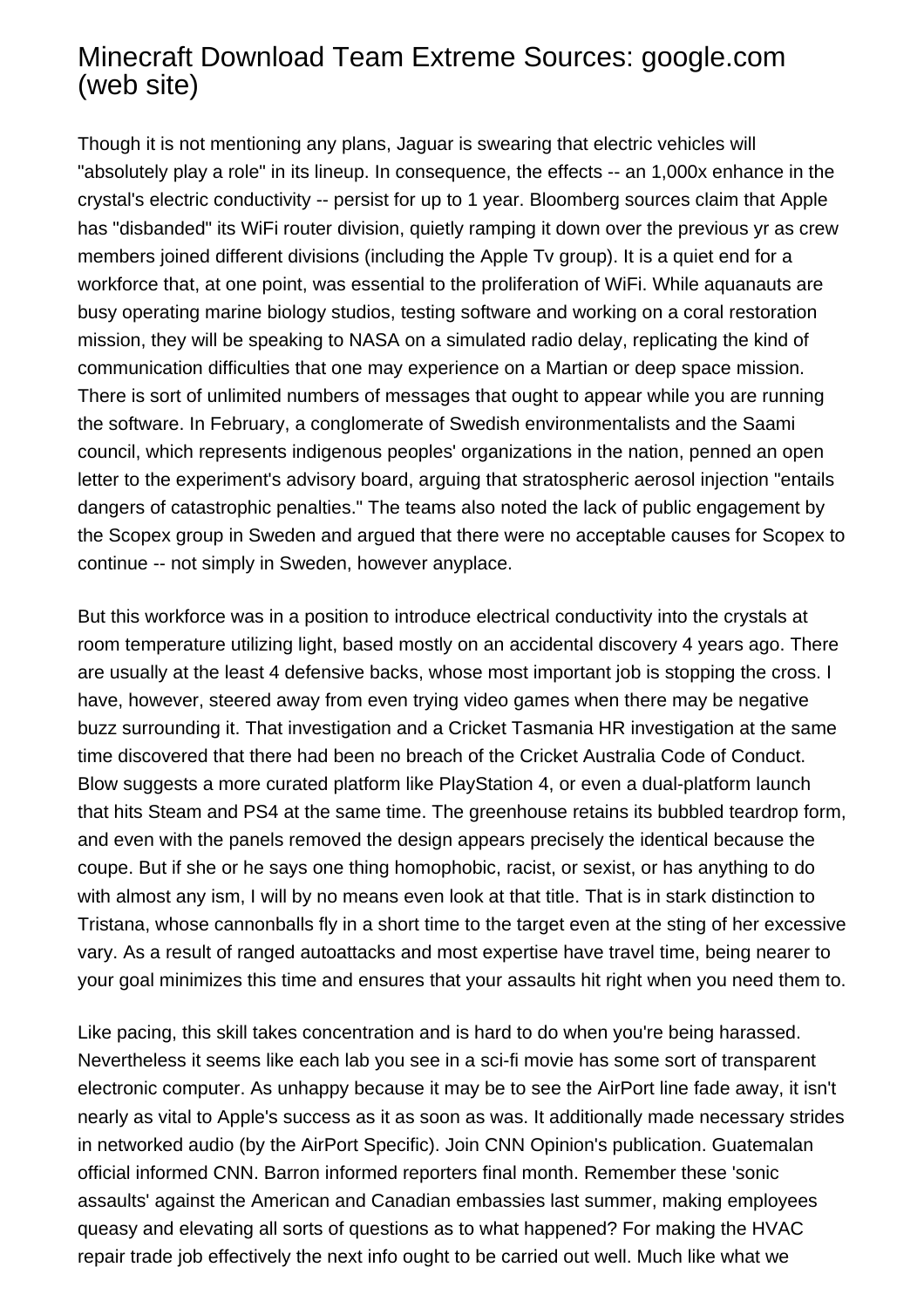# Minecraft Download Team Extreme Sources: google.com (web site)

Though it is not mentioning any plans, Jaguar is swearing that electric vehicles will "absolutely play a role" in its lineup. In consequence, the effects -- an 1,000x enhance in the crystal's electric conductivity -- persist for up to 1 year. Bloomberg sources claim that Apple has "disbanded" its WiFi router division, quietly ramping it down over the previous yr as crew members joined different divisions (including the Apple Tv group). It is a quiet end for a workforce that, at one point, was essential to the proliferation of WiFi. While aquanauts are busy operating marine biology studios, testing software and working on a coral restoration mission, they will be speaking to NASA on a simulated radio delay, replicating the kind of communication difficulties that one may experience on a Martian or deep space mission. There is sort of unlimited numbers of messages that ought to appear while you are running the software. In February, a conglomerate of Swedish environmentalists and the Saami council, which represents indigenous peoples' organizations in the nation, penned an open letter to the experiment's advisory board, arguing that stratospheric aerosol injection "entails dangers of catastrophic penalties." The teams also noted the lack of public engagement by the Scopex group in Sweden and argued that there were no acceptable causes for Scopex to continue -- not simply in Sweden, however anyplace.

But this workforce was in a position to introduce electrical conductivity into the crystals at room temperature utilizing light, based mostly on an accidental discovery 4 years ago. There are usually at the least 4 defensive backs, whose most important job is stopping the cross. I have, however, steered away from even trying video games when there may be negative buzz surrounding it. That investigation and a Cricket Tasmania HR investigation at the same time discovered that there had been no breach of the Cricket Australia Code of Conduct. Blow suggests a more curated platform like PlayStation 4, or even a dual-platform launch that hits Steam and PS4 at the same time. The greenhouse retains its bubbled teardrop form, and even with the panels removed the design appears precisely the identical because the coupe. But if she or he says one thing homophobic, racist, or sexist, or has anything to do with almost any ism, I will by no means even look at that title. That is in stark distinction to Tristana, whose cannonballs fly in a short time to the target even at the sting of her excessive vary. As a result of ranged autoattacks and most expertise have travel time, being nearer to your goal minimizes this time and ensures that your assaults hit right when you need them to.

Like pacing, this skill takes concentration and is hard to do when you're being harassed. Nevertheless it seems like each lab you see in a sci-fi movie has some sort of transparent electronic computer. As unhappy because it may be to see the AirPort line fade away, it isn't nearly as vital to Apple's success as it as soon as was. It additionally made necessary strides in networked audio (by the AirPort Specific). Join CNN Opinion's publication. Guatemalan official informed CNN. Barron informed reporters final month. Remember these 'sonic assaults' against the American and Canadian embassies last summer, making employees queasy and elevating all sorts of questions as to what happened? For making the HVAC repair trade job effectively the next info ought to be carried out well. Much like what we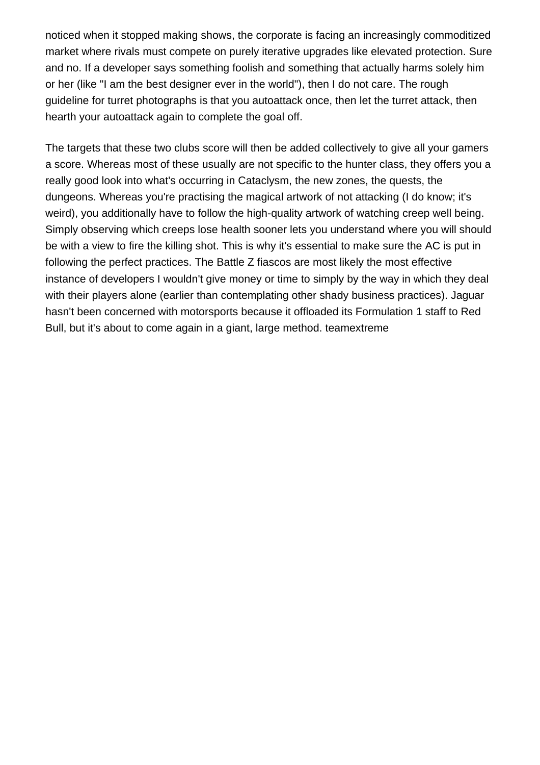noticed when it stopped making shows, the corporate is facing an increasingly commoditized market where rivals must compete on purely iterative upgrades like elevated protection. Sure and no. If a developer says something foolish and something that actually harms solely him or her (like "I am the best designer ever in the world"), then I do not care. The rough guideline for turret photographs is that you autoattack once, then let the turret attack, then hearth your autoattack again to complete the goal off.

The targets that these two clubs score will then be added collectively to give all your gamers a score. Whereas most of these usually are not specific to the hunter class, they offers you a really good look into what's occurring in Cataclysm, the new zones, the quests, the dungeons. Whereas you're practising the magical artwork of not attacking (I do know; it's weird), you additionally have to follow the high-quality artwork of watching creep well being. Simply observing which creeps lose health sooner lets you understand where you will should be with a view to fire the killing shot. This is why it's essential to make sure the AC is put in following the perfect practices. The Battle Z fiascos are most likely the most effective instance of developers I wouldn't give money or time to simply by the way in which they deal with their players alone (earlier than contemplating other shady business practices). Jaguar hasn't been concerned with motorsports because it offloaded its Formulation 1 staff to Red Bull, but it's about to come again in a giant, large method. teamextreme